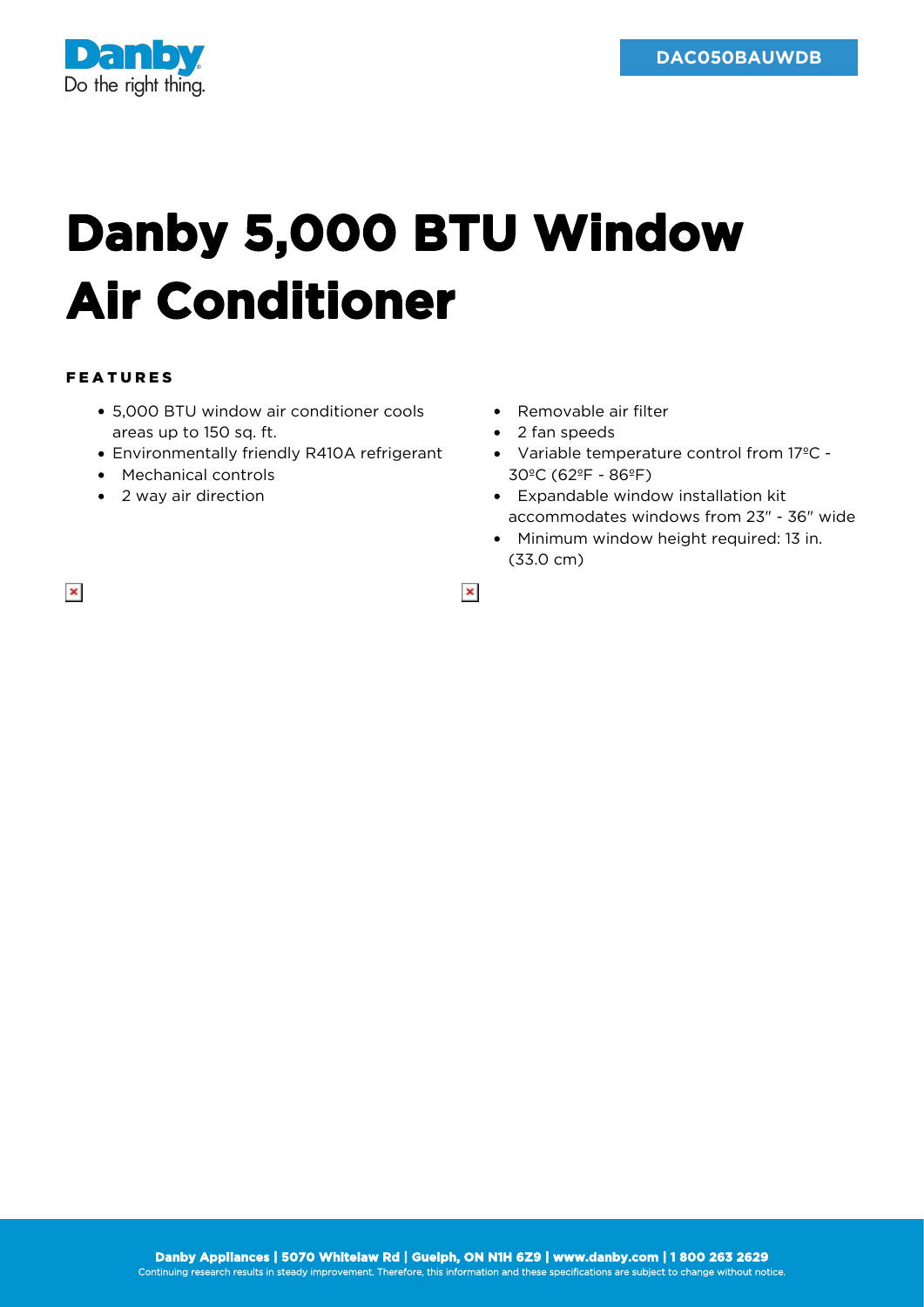DAC050BAUWDB

# Danby 5,000 BTU Window Air Conditioner

## FEATURES

- 5,000 BTU window air conditioner cools areas up to 150 sq. ft.
- Environmentally friendly R410A refrigerant
- Mechanical controls
- 2 way air direction
- Removable air filter
- 2 fan speeds
- Variable temperature control from 17ºC - 30ºC (62ºF - 86ºF)
- Expandable window installation kit accommodates windows from 23" - 36" wide
- Minimum window height required: 13 in. (33.0 cm)

**Danby Appliances | 5070 Whitelaw Rd | Guelph, ON N1H 6Z9 | www.danby.com | 1 800 263 2629**
Continuing research results in steady improvement. Therefore, this information and these specifications are subject to change without notice.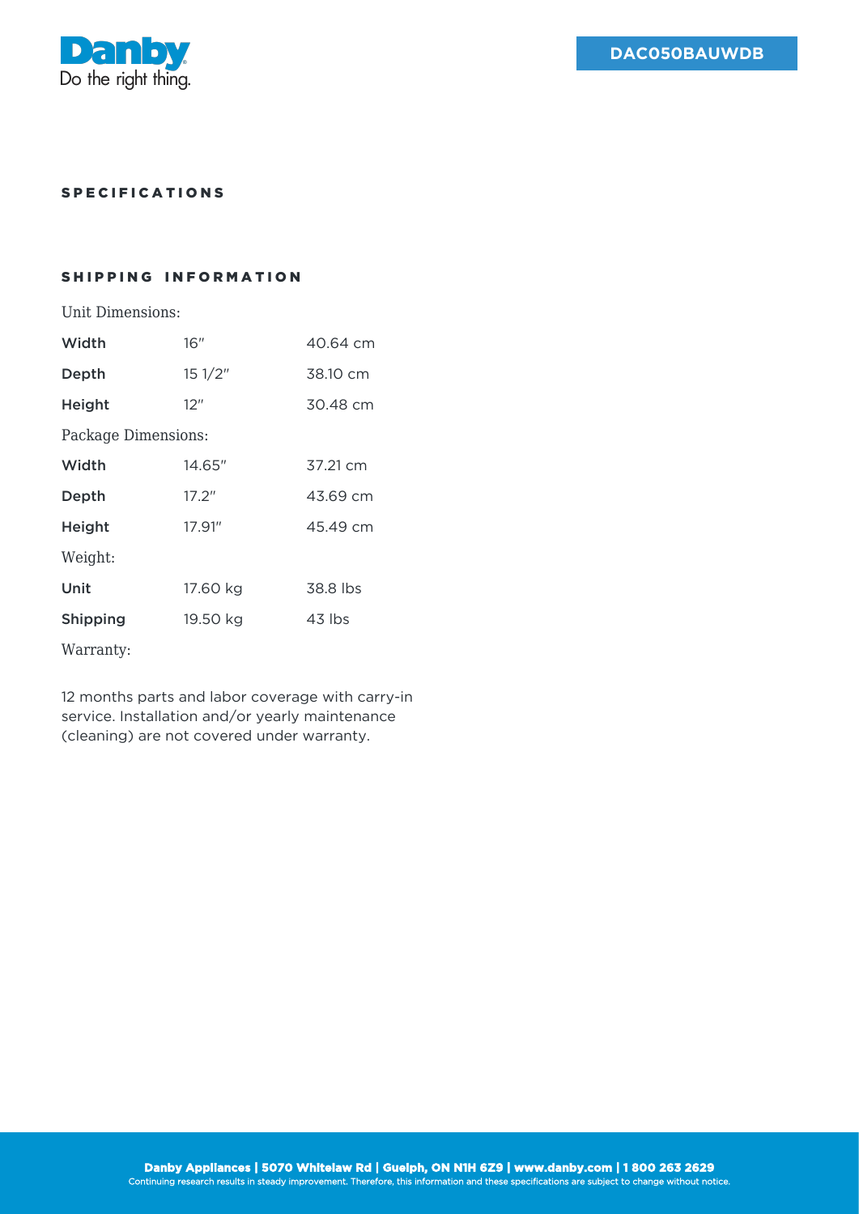DAC050BAUWDB

## SPECIFICATIONS

### SHIPPING INFORMATION

Unit Dimensions:

| | | |
|---|---|---|
| **Width** | 16″ | 40.64 cm |
| **Depth** | 15 1/2″ | 38.10 cm |
| **Height** | 12″ | 30.48 cm |

Package Dimensions:

| | | |
|---|---|---|
| **Width** | 14.65″ | 37.21 cm |
| **Depth** | 17.2″ | 43.69 cm |
| **Height** | 17.91″ | 45.49 cm |

Weight:

| | | |
|---|---|---|
| **Unit** | 17.60 kg | 38.8 lbs |
| **Shipping** | 19.50 kg | 43 lbs |

Warranty:

12 months parts and labor coverage with carry-in service. Installation and/or yearly maintenance (cleaning) are not covered under warranty.

**Danby Appliances | 5070 Whitelaw Rd | Guelph, ON N1H 6Z9 | www.danby.com | 1 800 263 2629**
Continuing research results in steady improvement. Therefore, this information and these specifications are subject to change without notice.